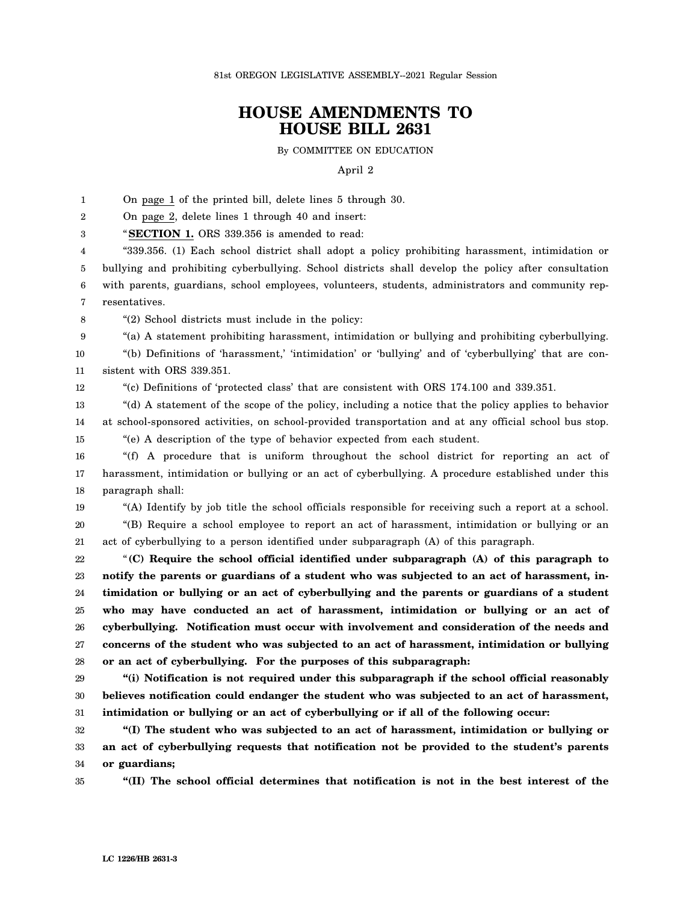81st OREGON LEGISLATIVE ASSEMBLY--2021 Regular Session

# HOUSE AMENDMENTS TO HOUSE BILL 2631

By COMMITTEE ON EDUCATION

April 2

On page 1 of the printed bill, delete lines 5 through 30.

On page 2, delete lines 1 through 40 and insert:

"**SECTION 1.** ORS 339.356 is amended to read:

"339.356. (1) Each school district shall adopt a policy prohibiting harassment, intimidation or bullying and prohibiting cyberbullying. School districts shall develop the policy after consultation with parents, guardians, school employees, volunteers, students, administrators and community representatives.

"(2) School districts must include in the policy:

"(a) A statement prohibiting harassment, intimidation or bullying and prohibiting cyberbullying.

"(b) Definitions of 'harassment,' 'intimidation' or 'bullying' and of 'cyberbullying' that are consistent with ORS 339.351.

"(c) Definitions of 'protected class' that are consistent with ORS 174.100 and 339.351.

"(d) A statement of the scope of the policy, including a notice that the policy applies to behavior at school-sponsored activities, on school-provided transportation and at any official school bus stop.

"(e) A description of the type of behavior expected from each student.

"(f) A procedure that is uniform throughout the school district for reporting an act of harassment, intimidation or bullying or an act of cyberbullying. A procedure established under this paragraph shall:

"(A) Identify by job title the school officials responsible for receiving such a report at a school.

"(B) Require a school employee to report an act of harassment, intimidation or bullying or an act of cyberbullying to a person identified under subparagraph (A) of this paragraph.

"**(C) Require the school official identified under subparagraph (A) of this paragraph to notify the parents or guardians of a student who was subjected to an act of harassment, intimidation or bullying or an act of cyberbullying and the parents or guardians of a student who may have conducted an act of harassment, intimidation or bullying or an act of cyberbullying. Notification must occur with involvement and consideration of the needs and concerns of the student who was subjected to an act of harassment, intimidation or bullying or an act of cyberbullying. For the purposes of this subparagraph:**

**"(i) Notification is not required under this subparagraph if the school official reasonably believes notification could endanger the student who was subjected to an act of harassment, intimidation or bullying or an act of cyberbullying or if all of the following occur:**

**"(I) The student who was subjected to an act of harassment, intimidation or bullying or an act of cyberbullying requests that notification not be provided to the student's parents or guardians;**

**"(II) The school official determines that notification is not in the best interest of the**

LC 1226/HB 2631-3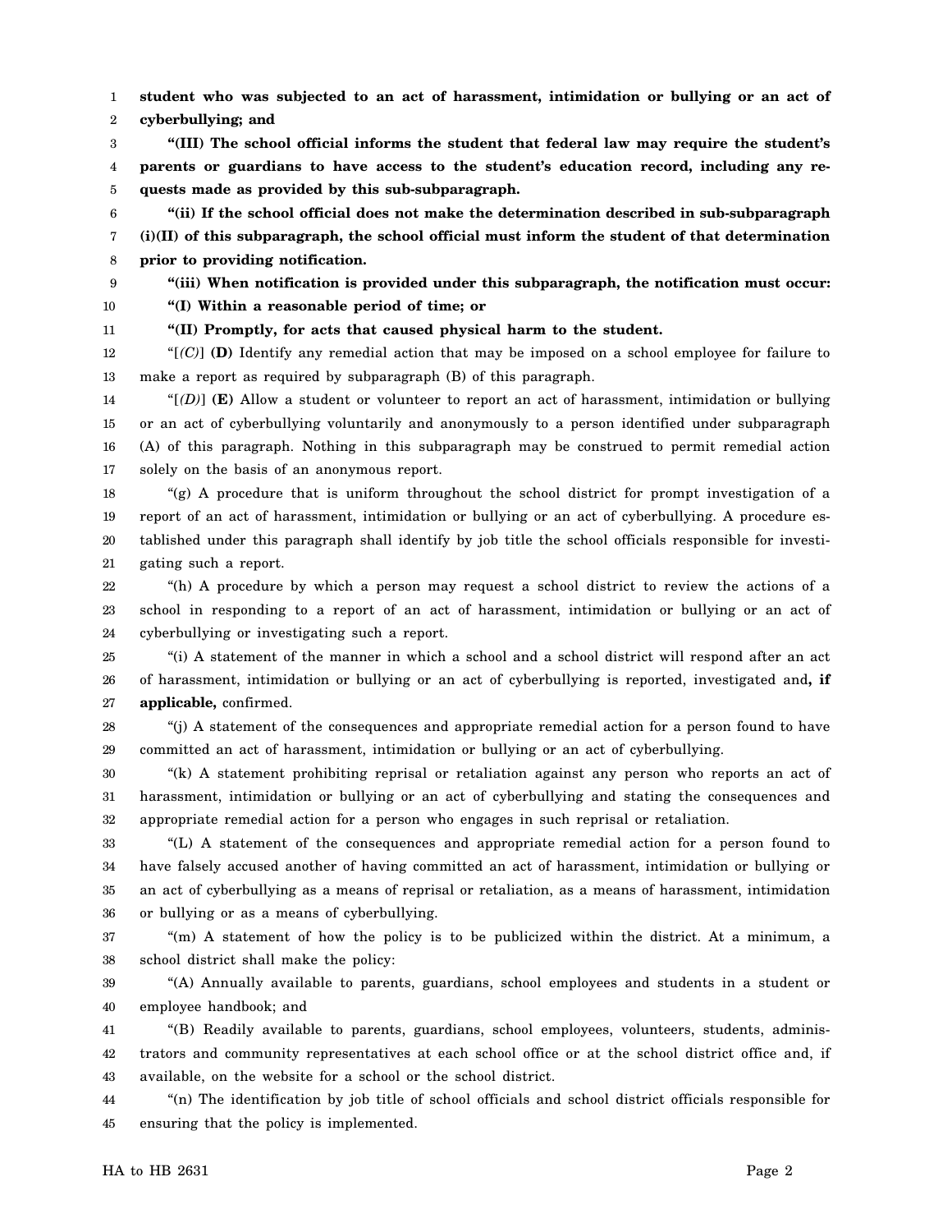**student who was subjected to an act of harassment, intimidation or bullying or an act of cyberbullying; and**

**"(III) The school official informs the student that federal law may require the student's parents or guardians to have access to the student's education record, including any requests made as provided by this sub-subparagraph.**

**"(ii) If the school official does not make the determination described in sub-subparagraph (i)(II) of this subparagraph, the school official must inform the student of that determination prior to providing notification.**

**"(iii) When notification is provided under this subparagraph, the notification must occur:**

**"(I) Within a reasonable period of time; or**

**"(II) Promptly, for acts that caused physical harm to the student.**

"[*(C)*] **(D)** Identify any remedial action that may be imposed on a school employee for failure to make a report as required by subparagraph (B) of this paragraph.

"[*(D)*] **(E)** Allow a student or volunteer to report an act of harassment, intimidation or bullying or an act of cyberbullying voluntarily and anonymously to a person identified under subparagraph (A) of this paragraph. Nothing in this subparagraph may be construed to permit remedial action solely on the basis of an anonymous report.

"(g) A procedure that is uniform throughout the school district for prompt investigation of a report of an act of harassment, intimidation or bullying or an act of cyberbullying. A procedure established under this paragraph shall identify by job title the school officials responsible for investigating such a report.

"(h) A procedure by which a person may request a school district to review the actions of a school in responding to a report of an act of harassment, intimidation or bullying or an act of cyberbullying or investigating such a report.

"(i) A statement of the manner in which a school and a school district will respond after an act of harassment, intimidation or bullying or an act of cyberbullying is reported, investigated and**, if applicable,** confirmed.

"(j) A statement of the consequences and appropriate remedial action for a person found to have committed an act of harassment, intimidation or bullying or an act of cyberbullying.

"(k) A statement prohibiting reprisal or retaliation against any person who reports an act of harassment, intimidation or bullying or an act of cyberbullying and stating the consequences and appropriate remedial action for a person who engages in such reprisal or retaliation.

"(L) A statement of the consequences and appropriate remedial action for a person found to have falsely accused another of having committed an act of harassment, intimidation or bullying or an act of cyberbullying as a means of reprisal or retaliation, as a means of harassment, intimidation or bullying or as a means of cyberbullying.

"(m) A statement of how the policy is to be publicized within the district. At a minimum, a school district shall make the policy:

"(A) Annually available to parents, guardians, school employees and students in a student or employee handbook; and

"(B) Readily available to parents, guardians, school employees, volunteers, students, administrators and community representatives at each school office or at the school district office and, if available, on the website for a school or the school district.

"(n) The identification by job title of school officials and school district officials responsible for ensuring that the policy is implemented.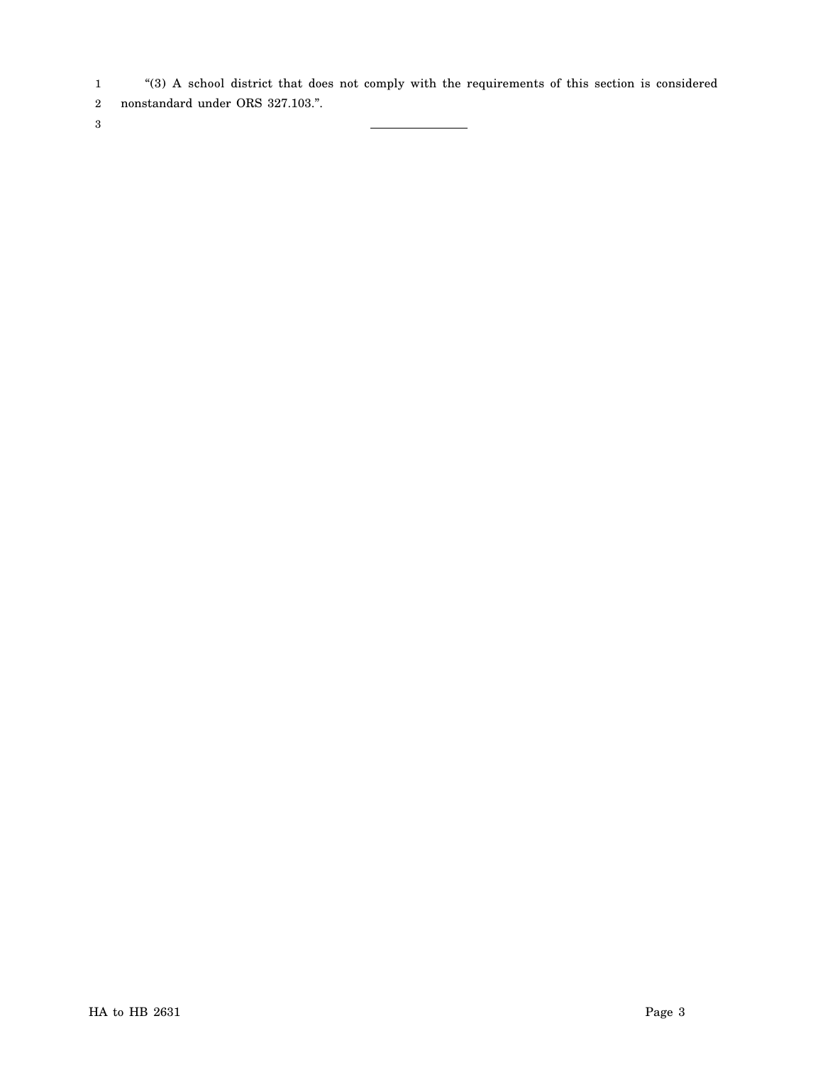"(3) A school district that does not comply with the requirements of this section is considered nonstandard under ORS 327.103.".